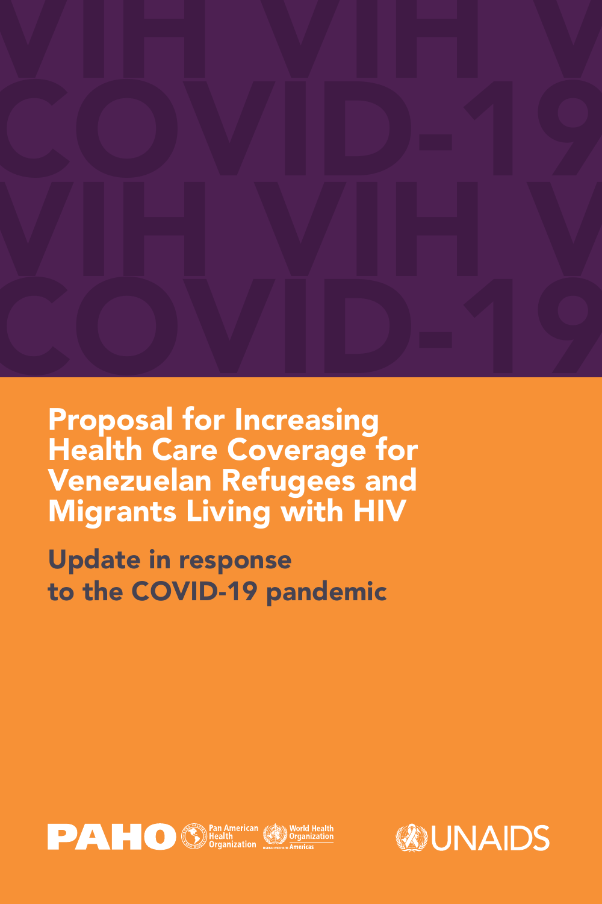# Proposal for Increasing Health Care Coverage for Venezuelan Refugees and Migrants Living with HIV

## Update in response to the COVID-19 pandemic

PAHO Pan American Health Organization World Health Organization Americas

UNAIDS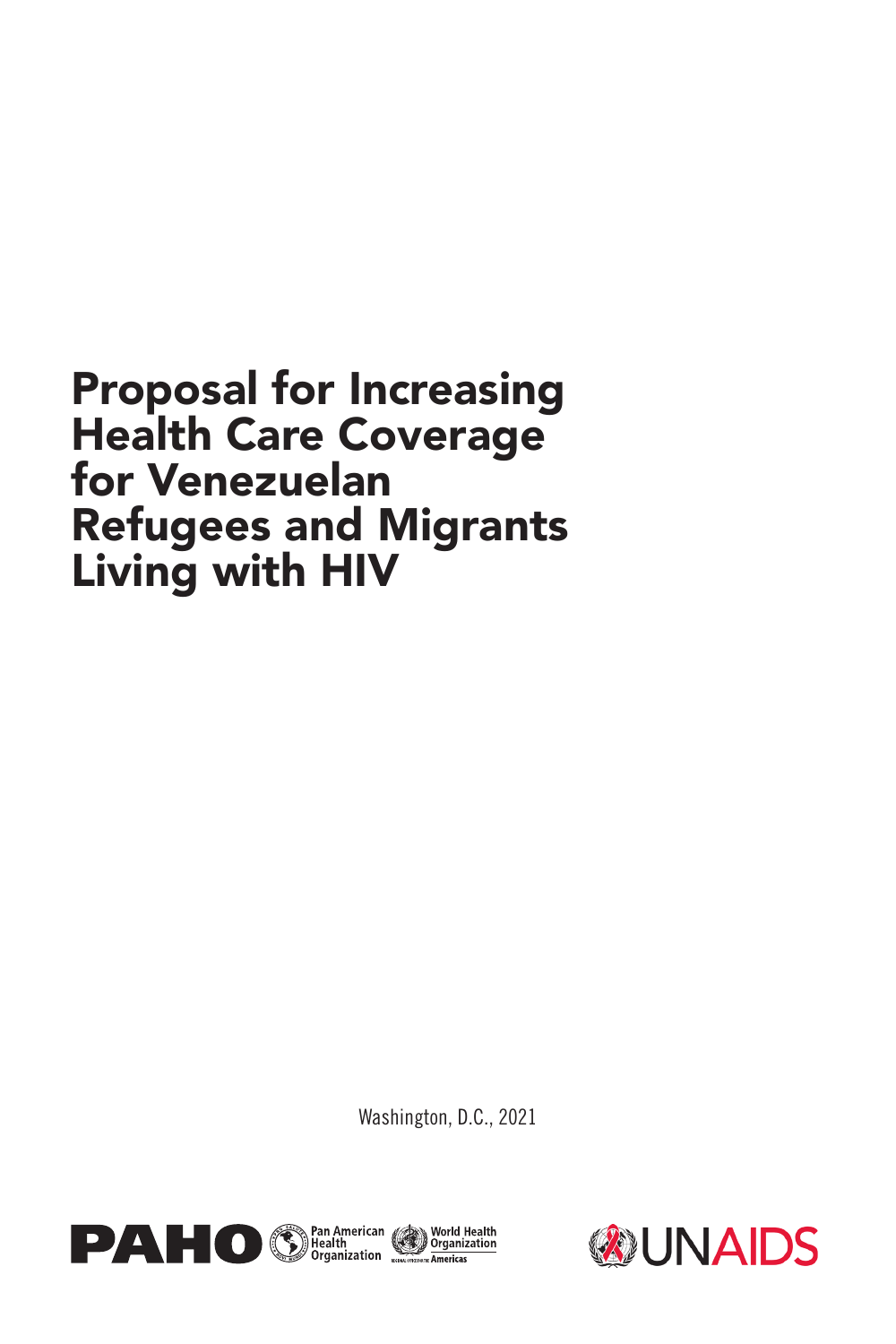# Proposal for Increasing Health Care Coverage for Venezuelan Refugees and Migrants Living with HIV

Washington, D.C., 2021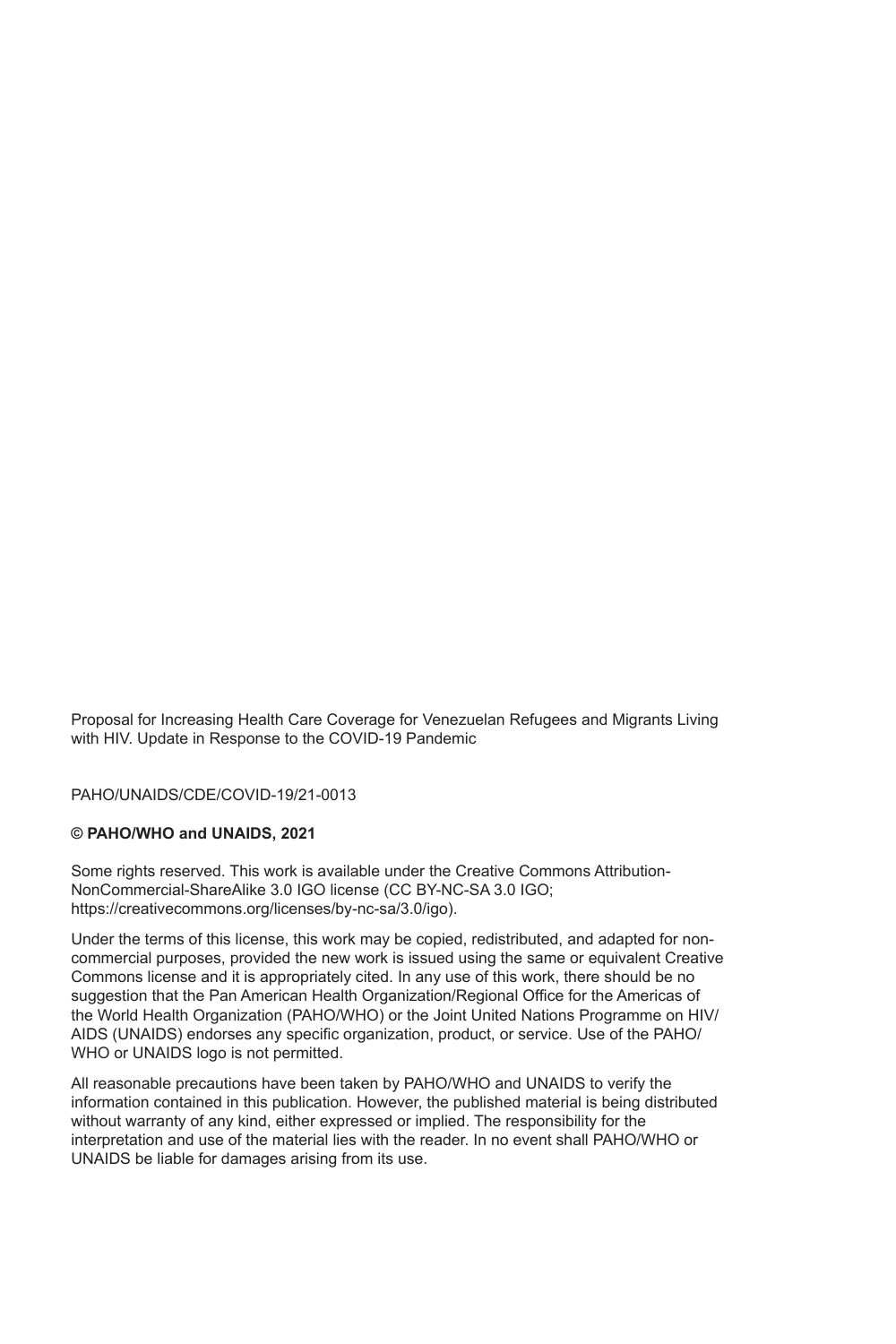Proposal for Increasing Health Care Coverage for Venezuelan Refugees and Migrants Living with HIV. Update in Response to the COVID-19 Pandemic

PAHO/UNAIDS/CDE/COVID-19/21-0013

**© PAHO/WHO and UNAIDS, 2021**

Some rights reserved. This work is available under the Creative Commons Attribution-NonCommercial-ShareAlike 3.0 IGO license (CC BY-NC-SA 3.0 IGO; https://creativecommons.org/licenses/by-nc-sa/3.0/igo).

Under the terms of this license, this work may be copied, redistributed, and adapted for non-commercial purposes, provided the new work is issued using the same or equivalent Creative Commons license and it is appropriately cited. In any use of this work, there should be no suggestion that the Pan American Health Organization/Regional Office for the Americas of the World Health Organization (PAHO/WHO) or the Joint United Nations Programme on HIV/AIDS (UNAIDS) endorses any specific organization, product, or service. Use of the PAHO/WHO or UNAIDS logo is not permitted.

All reasonable precautions have been taken by PAHO/WHO and UNAIDS to verify the information contained in this publication. However, the published material is being distributed without warranty of any kind, either expressed or implied. The responsibility for the interpretation and use of the material lies with the reader. In no event shall PAHO/WHO or UNAIDS be liable for damages arising from its use.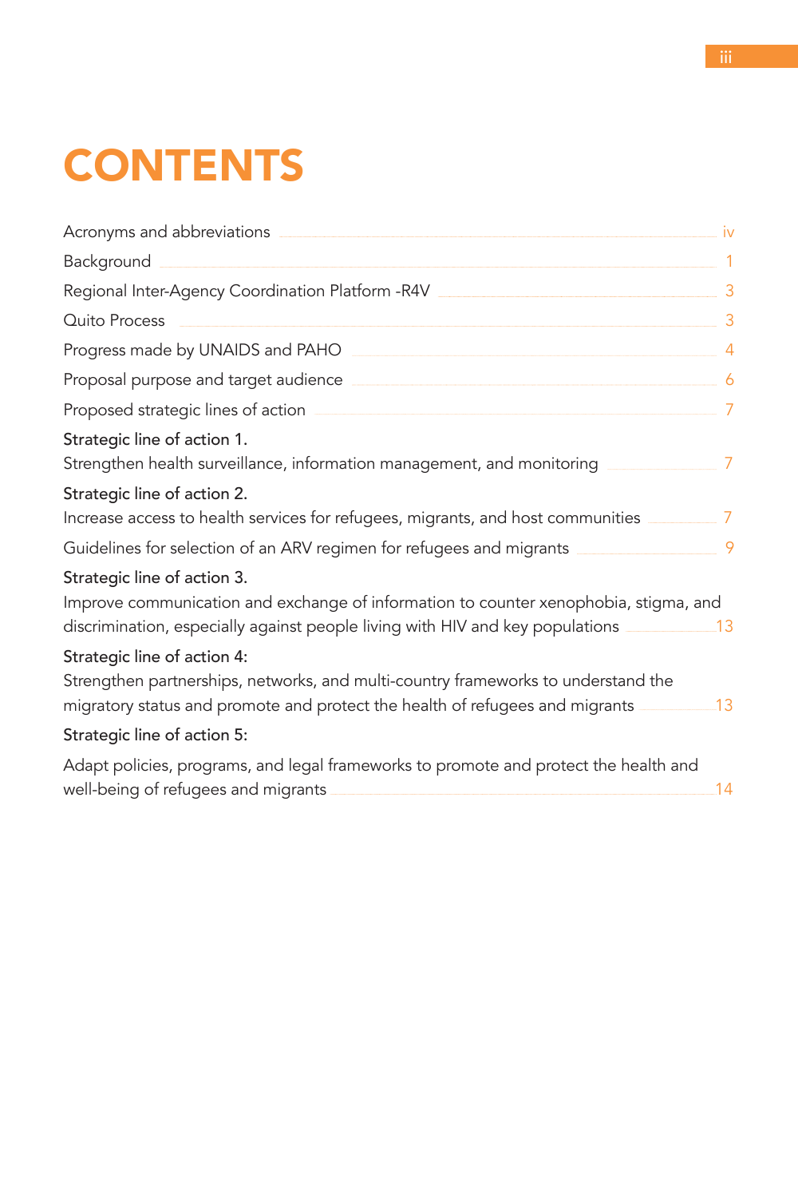# CONTENTS

Acronyms and abbreviations ..... iv

Background ..... 1

Regional Inter-Agency Coordination Platform -R4V ..... 3

Quito Process ..... 3

Progress made by UNAIDS and PAHO ..... 4

Proposal purpose and target audience ..... 6

Proposed strategic lines of action ..... 7

**Strategic line of action 1.**
Strengthen health surveillance, information management, and monitoring ..... 7

**Strategic line of action 2.**
Increase access to health services for refugees, migrants, and host communities ..... 7

Guidelines for selection of an ARV regimen for refugees and migrants ..... 9

**Strategic line of action 3.**
Improve communication and exchange of information to counter xenophobia, stigma, and discrimination, especially against people living with HIV and key populations ..... 13

**Strategic line of action 4:**
Strengthen partnerships, networks, and multi-country frameworks to understand the migratory status and promote and protect the health of refugees and migrants ..... 13

**Strategic line of action 5:**

Adapt policies, programs, and legal frameworks to promote and protect the health and well-being of refugees and migrants ..... 14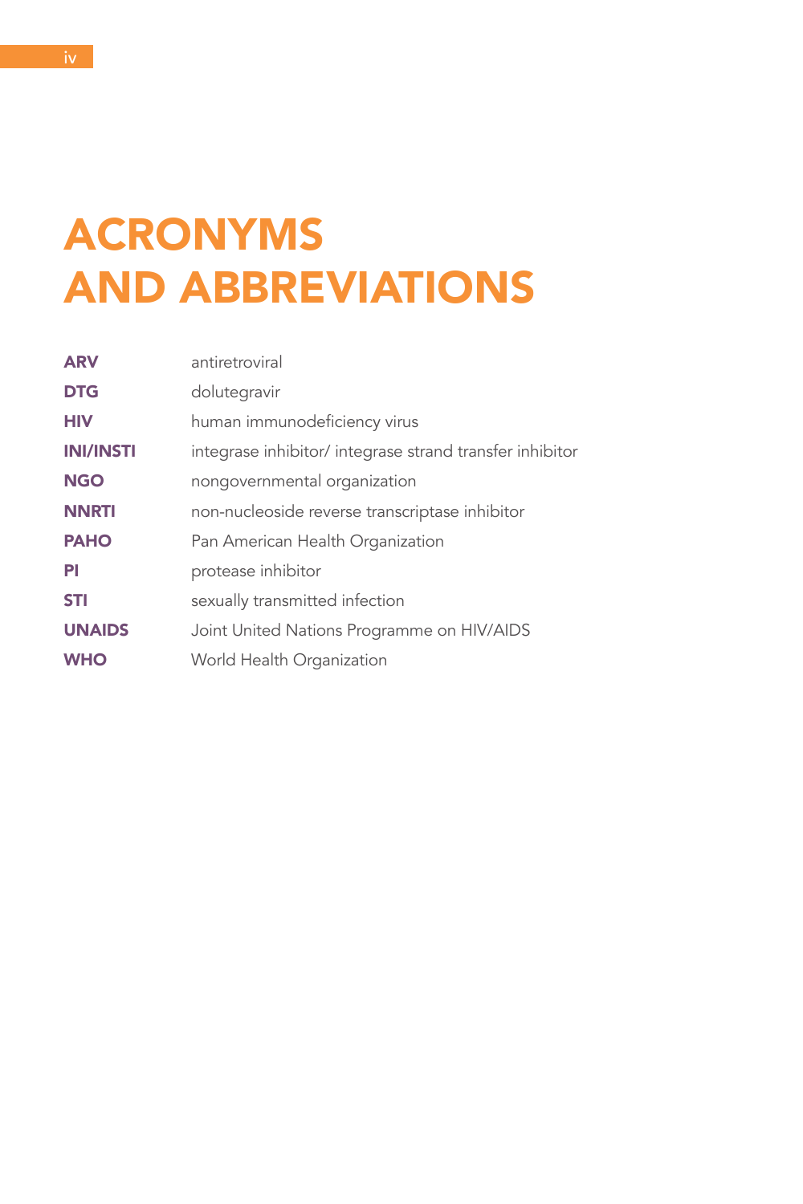# ACRONYMS AND ABBREVIATIONS

| | |
|---|---|
| **ARV** | antiretroviral |
| **DTG** | dolutegravir |
| **HIV** | human immunodeficiency virus |
| **INI/INSTI** | integrase inhibitor/ integrase strand transfer inhibitor |
| **NGO** | nongovernmental organization |
| **NNRTI** | non-nucleoside reverse transcriptase inhibitor |
| **PAHO** | Pan American Health Organization |
| **PI** | protease inhibitor |
| **STI** | sexually transmitted infection |
| **UNAIDS** | Joint United Nations Programme on HIV/AIDS |
| **WHO** | World Health Organization |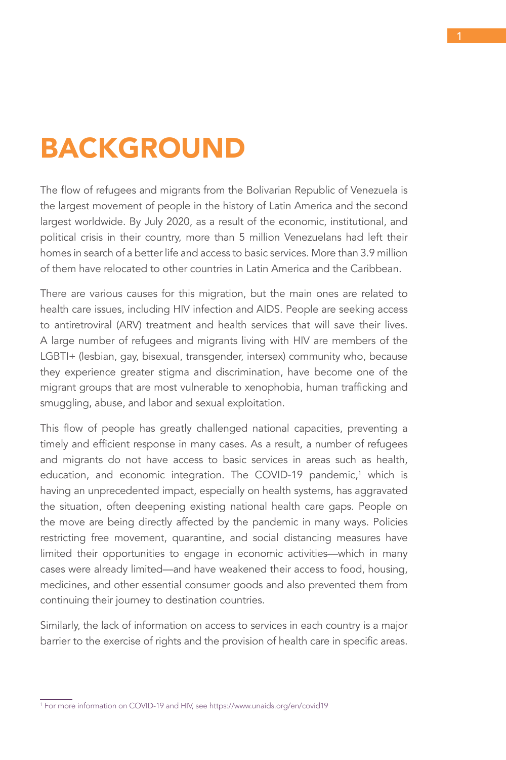# BACKGROUND

The flow of refugees and migrants from the Bolivarian Republic of Venezuela is the largest movement of people in the history of Latin America and the second largest worldwide. By July 2020, as a result of the economic, institutional, and political crisis in their country, more than 5 million Venezuelans had left their homes in search of a better life and access to basic services. More than 3.9 million of them have relocated to other countries in Latin America and the Caribbean.

There are various causes for this migration, but the main ones are related to health care issues, including HIV infection and AIDS. People are seeking access to antiretroviral (ARV) treatment and health services that will save their lives. A large number of refugees and migrants living with HIV are members of the LGBTI+ (lesbian, gay, bisexual, transgender, intersex) community who, because they experience greater stigma and discrimination, have become one of the migrant groups that are most vulnerable to xenophobia, human trafficking and smuggling, abuse, and labor and sexual exploitation.

This flow of people has greatly challenged national capacities, preventing a timely and efficient response in many cases. As a result, a number of refugees and migrants do not have access to basic services in areas such as health, education, and economic integration. The COVID-19 pandemic,[1] which is having an unprecedented impact, especially on health systems, has aggravated the situation, often deepening existing national health care gaps. People on the move are being directly affected by the pandemic in many ways. Policies restricting free movement, quarantine, and social distancing measures have limited their opportunities to engage in economic activities—which in many cases were already limited—and have weakened their access to food, housing, medicines, and other essential consumer goods and also prevented them from continuing their journey to destination countries.

Similarly, the lack of information on access to services in each country is a major barrier to the exercise of rights and the provision of health care in specific areas.

[1] For more information on COVID-19 and HIV, see https://www.unaids.org/en/covid19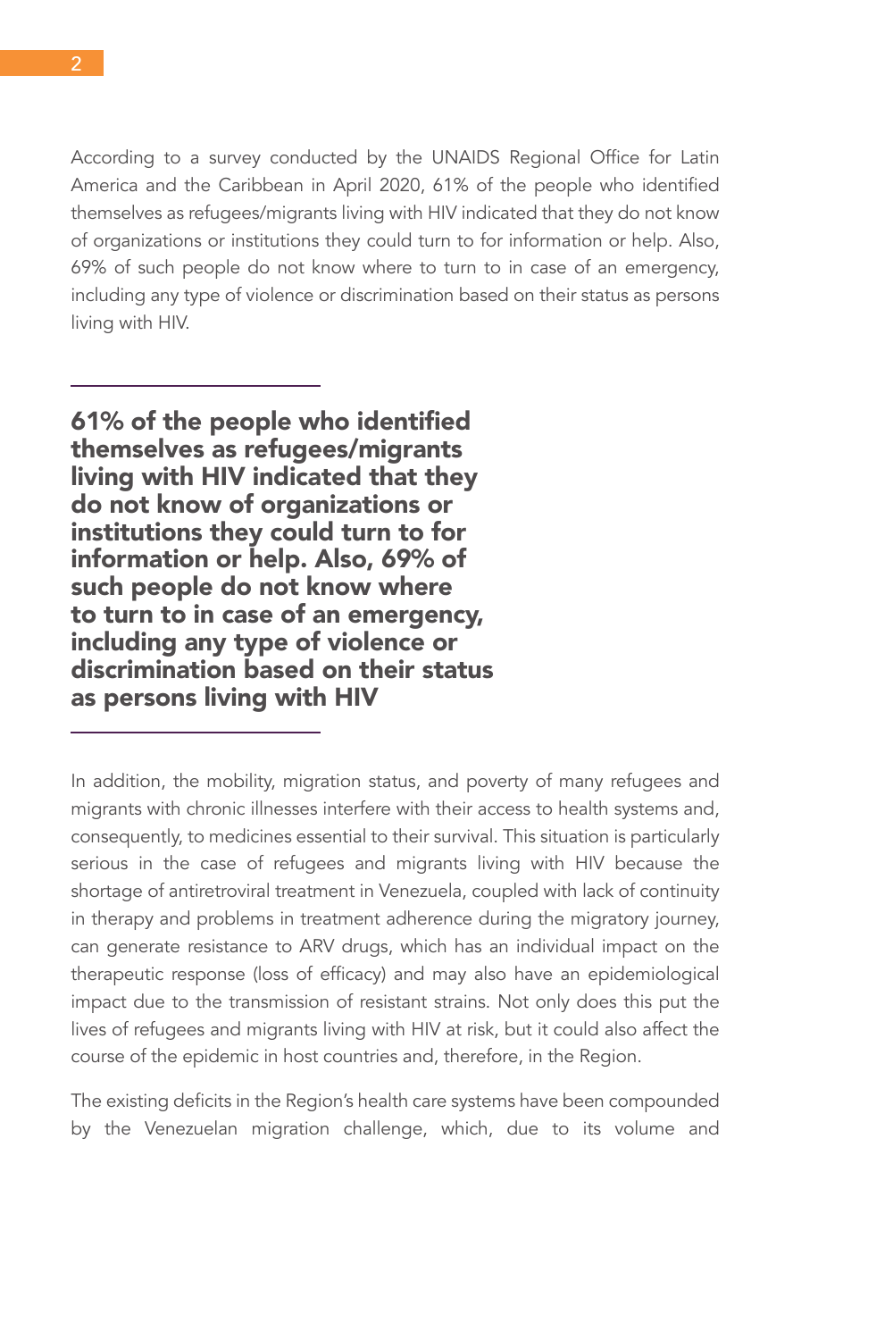According to a survey conducted by the UNAIDS Regional Office for Latin America and the Caribbean in April 2020, 61% of the people who identified themselves as refugees/migrants living with HIV indicated that they do not know of organizations or institutions they could turn to for information or help. Also, 69% of such people do not know where to turn to in case of an emergency, including any type of violence or discrimination based on their status as persons living with HIV.

---

**61% of the people who identified themselves as refugees/migrants living with HIV indicated that they do not know of organizations or institutions they could turn to for information or help. Also, 69% of such people do not know where to turn to in case of an emergency, including any type of violence or discrimination based on their status as persons living with HIV**

---

In addition, the mobility, migration status, and poverty of many refugees and migrants with chronic illnesses interfere with their access to health systems and, consequently, to medicines essential to their survival. This situation is particularly serious in the case of refugees and migrants living with HIV because the shortage of antiretroviral treatment in Venezuela, coupled with lack of continuity in therapy and problems in treatment adherence during the migratory journey, can generate resistance to ARV drugs, which has an individual impact on the therapeutic response (loss of efficacy) and may also have an epidemiological impact due to the transmission of resistant strains. Not only does this put the lives of refugees and migrants living with HIV at risk, but it could also affect the course of the epidemic in host countries and, therefore, in the Region.

The existing deficits in the Region's health care systems have been compounded by the Venezuelan migration challenge, which, due to its volume and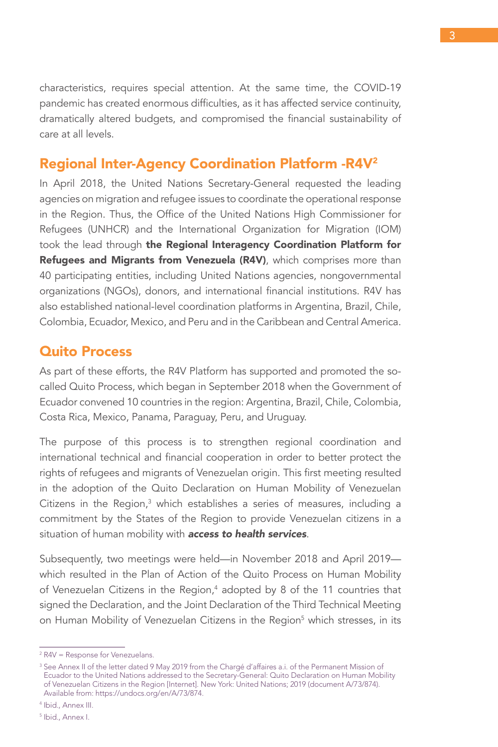characteristics, requires special attention. At the same time, the COVID-19 pandemic has created enormous difficulties, as it has affected service continuity, dramatically altered budgets, and compromised the financial sustainability of care at all levels.

## Regional Inter-Agency Coordination Platform -R4V[2]

In April 2018, the United Nations Secretary-General requested the leading agencies on migration and refugee issues to coordinate the operational response in the Region. Thus, the Office of the United Nations High Commissioner for Refugees (UNHCR) and the International Organization for Migration (IOM) took the lead through **the Regional Interagency Coordination Platform for Refugees and Migrants from Venezuela (R4V)**, which comprises more than 40 participating entities, including United Nations agencies, nongovernmental organizations (NGOs), donors, and international financial institutions. R4V has also established national-level coordination platforms in Argentina, Brazil, Chile, Colombia, Ecuador, Mexico, and Peru and in the Caribbean and Central America.

## Quito Process

As part of these efforts, the R4V Platform has supported and promoted the so-called Quito Process, which began in September 2018 when the Government of Ecuador convened 10 countries in the region: Argentina, Brazil, Chile, Colombia, Costa Rica, Mexico, Panama, Paraguay, Peru, and Uruguay.

The purpose of this process is to strengthen regional coordination and international technical and financial cooperation in order to better protect the rights of refugees and migrants of Venezuelan origin. This first meeting resulted in the adoption of the Quito Declaration on Human Mobility of Venezuelan Citizens in the Region,[3] which establishes a series of measures, including a commitment by the States of the Region to provide Venezuelan citizens in a situation of human mobility with ***access to health services***.

Subsequently, two meetings were held—in November 2018 and April 2019—which resulted in the Plan of Action of the Quito Process on Human Mobility of Venezuelan Citizens in the Region,[4] adopted by 8 of the 11 countries that signed the Declaration, and the Joint Declaration of the Third Technical Meeting on Human Mobility of Venezuelan Citizens in the Region[5] which stresses, in its

---

[2] R4V = Response for Venezuelans.

[3] See Annex II of the letter dated 9 May 2019 from the Chargé d'affaires a.i. of the Permanent Mission of Ecuador to the United Nations addressed to the Secretary-General: Quito Declaration on Human Mobility of Venezuelan Citizens in the Region [Internet]. New York: United Nations; 2019 (document A/73/874). Available from: https://undocs.org/en/A/73/874.

[4] Ibid., Annex III.

[5] Ibid., Annex I.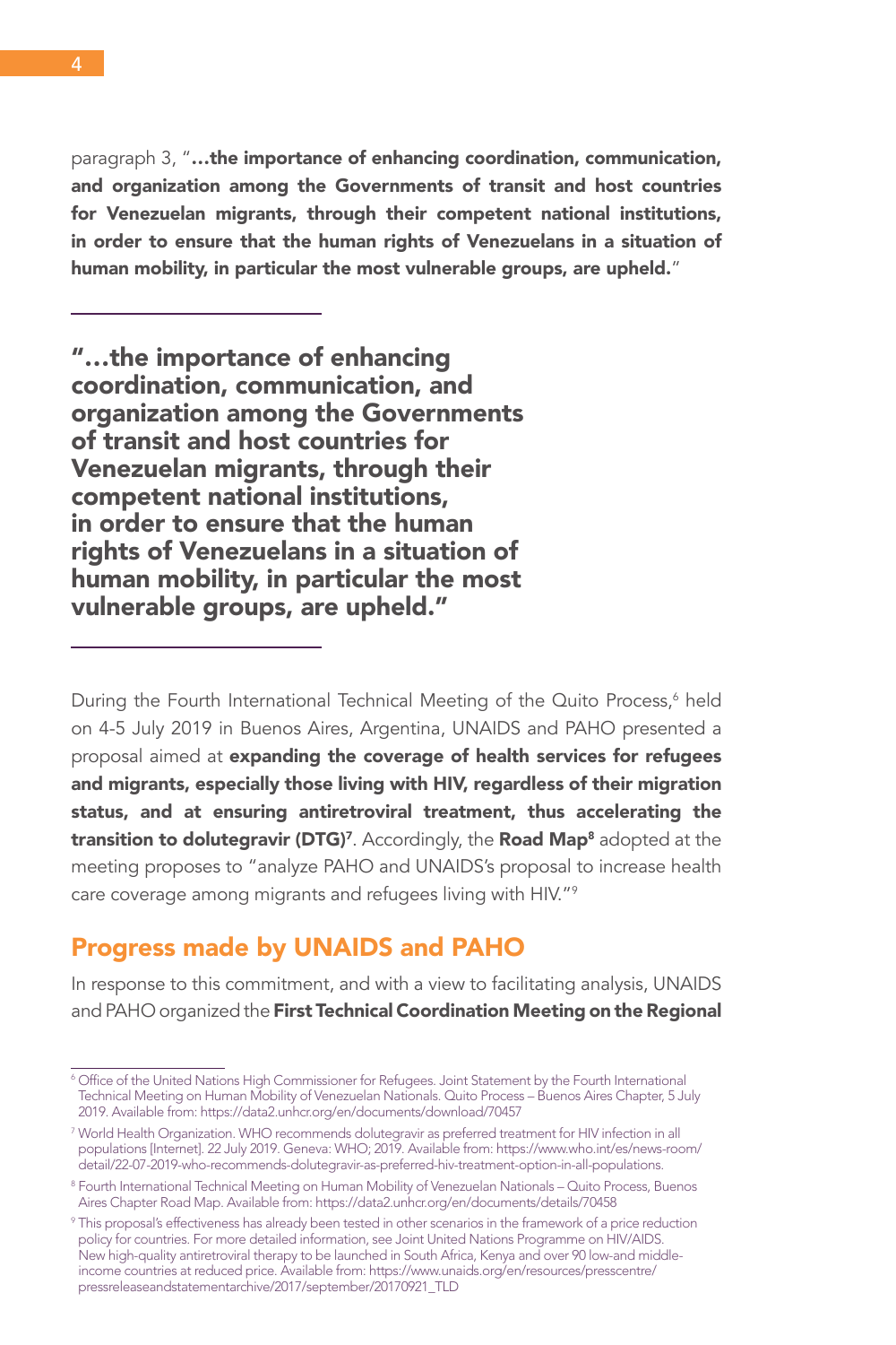paragraph 3, "**…the importance of enhancing coordination, communication, and organization among the Governments of transit and host countries for Venezuelan migrants, through their competent national institutions, in order to ensure that the human rights of Venezuelans in a situation of human mobility, in particular the most vulnerable groups, are upheld.**"

---

**"…the importance of enhancing coordination, communication, and organization among the Governments of transit and host countries for Venezuelan migrants, through their competent national institutions, in order to ensure that the human rights of Venezuelans in a situation of human mobility, in particular the most vulnerable groups, are upheld."**

---

During the Fourth International Technical Meeting of the Quito Process,[6] held on 4-5 July 2019 in Buenos Aires, Argentina, UNAIDS and PAHO presented a proposal aimed at **expanding the coverage of health services for refugees and migrants, especially those living with HIV, regardless of their migration status, and at ensuring antiretroviral treatment, thus accelerating the transition to dolutegravir (DTG)[7]**. Accordingly, the **Road Map[8]** adopted at the meeting proposes to "analyze PAHO and UNAIDS's proposal to increase health care coverage among migrants and refugees living with HIV."[9]

## Progress made by UNAIDS and PAHO

In response to this commitment, and with a view to facilitating analysis, UNAIDS and PAHO organized the **First Technical Coordination Meeting on the Regional**

---

[6] Office of the United Nations High Commissioner for Refugees. Joint Statement by the Fourth International Technical Meeting on Human Mobility of Venezuelan Nationals. Quito Process – Buenos Aires Chapter, 5 July 2019. Available from: https://data2.unhcr.org/en/documents/download/70457

[7] World Health Organization. WHO recommends dolutegravir as preferred treatment for HIV infection in all populations [Internet]. 22 July 2019. Geneva: WHO; 2019. Available from: https://www.who.int/es/news-room/detail/22-07-2019-who-recommends-dolutegravir-as-preferred-hiv-treatment-option-in-all-populations.

[8] Fourth International Technical Meeting on Human Mobility of Venezuelan Nationals – Quito Process, Buenos Aires Chapter Road Map. Available from: https://data2.unhcr.org/en/documents/details/70458

[9] This proposal's effectiveness has already been tested in other scenarios in the framework of a price reduction policy for countries. For more detailed information, see Joint United Nations Programme on HIV/AIDS. New high-quality antiretroviral therapy to be launched in South Africa, Kenya and over 90 low-and middle-income countries at reduced price. Available from: https://www.unaids.org/en/resources/presscentre/pressreleaseandstatementarchive/2017/september/20170921_TLD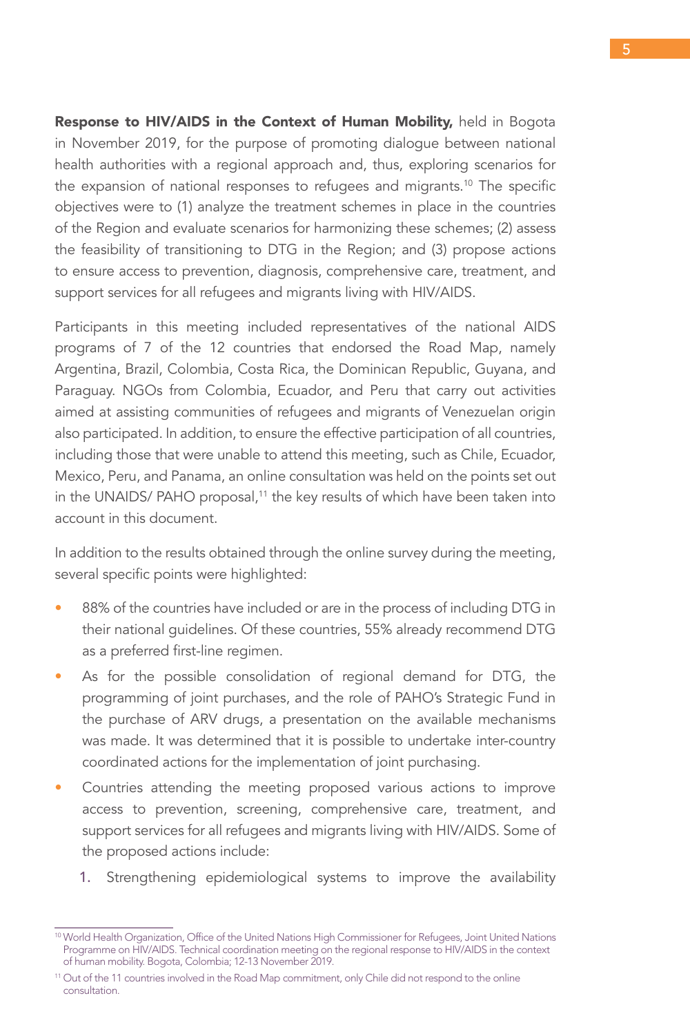**Response to HIV/AIDS in the Context of Human Mobility,** held in Bogota in November 2019, for the purpose of promoting dialogue between national health authorities with a regional approach and, thus, exploring scenarios for the expansion of national responses to refugees and migrants.[10] The specific objectives were to (1) analyze the treatment schemes in place in the countries of the Region and evaluate scenarios for harmonizing these schemes; (2) assess the feasibility of transitioning to DTG in the Region; and (3) propose actions to ensure access to prevention, diagnosis, comprehensive care, treatment, and support services for all refugees and migrants living with HIV/AIDS.

Participants in this meeting included representatives of the national AIDS programs of 7 of the 12 countries that endorsed the Road Map, namely Argentina, Brazil, Colombia, Costa Rica, the Dominican Republic, Guyana, and Paraguay. NGOs from Colombia, Ecuador, and Peru that carry out activities aimed at assisting communities of refugees and migrants of Venezuelan origin also participated. In addition, to ensure the effective participation of all countries, including those that were unable to attend this meeting, such as Chile, Ecuador, Mexico, Peru, and Panama, an online consultation was held on the points set out in the UNAIDS/ PAHO proposal,[11] the key results of which have been taken into account in this document.

In addition to the results obtained through the online survey during the meeting, several specific points were highlighted:

- 88% of the countries have included or are in the process of including DTG in their national guidelines. Of these countries, 55% already recommend DTG as a preferred first-line regimen.
- As for the possible consolidation of regional demand for DTG, the programming of joint purchases, and the role of PAHO's Strategic Fund in the purchase of ARV drugs, a presentation on the available mechanisms was made. It was determined that it is possible to undertake inter-country coordinated actions for the implementation of joint purchasing.
- Countries attending the meeting proposed various actions to improve access to prevention, screening, comprehensive care, treatment, and support services for all refugees and migrants living with HIV/AIDS. Some of the proposed actions include:
    1. Strengthening epidemiological systems to improve the availability

---

[10] World Health Organization, Office of the United Nations High Commissioner for Refugees, Joint United Nations Programme on HIV/AIDS. Technical coordination meeting on the regional response to HIV/AIDS in the context of human mobility. Bogota, Colombia; 12-13 November 2019.

[11] Out of the 11 countries involved in the Road Map commitment, only Chile did not respond to the online consultation.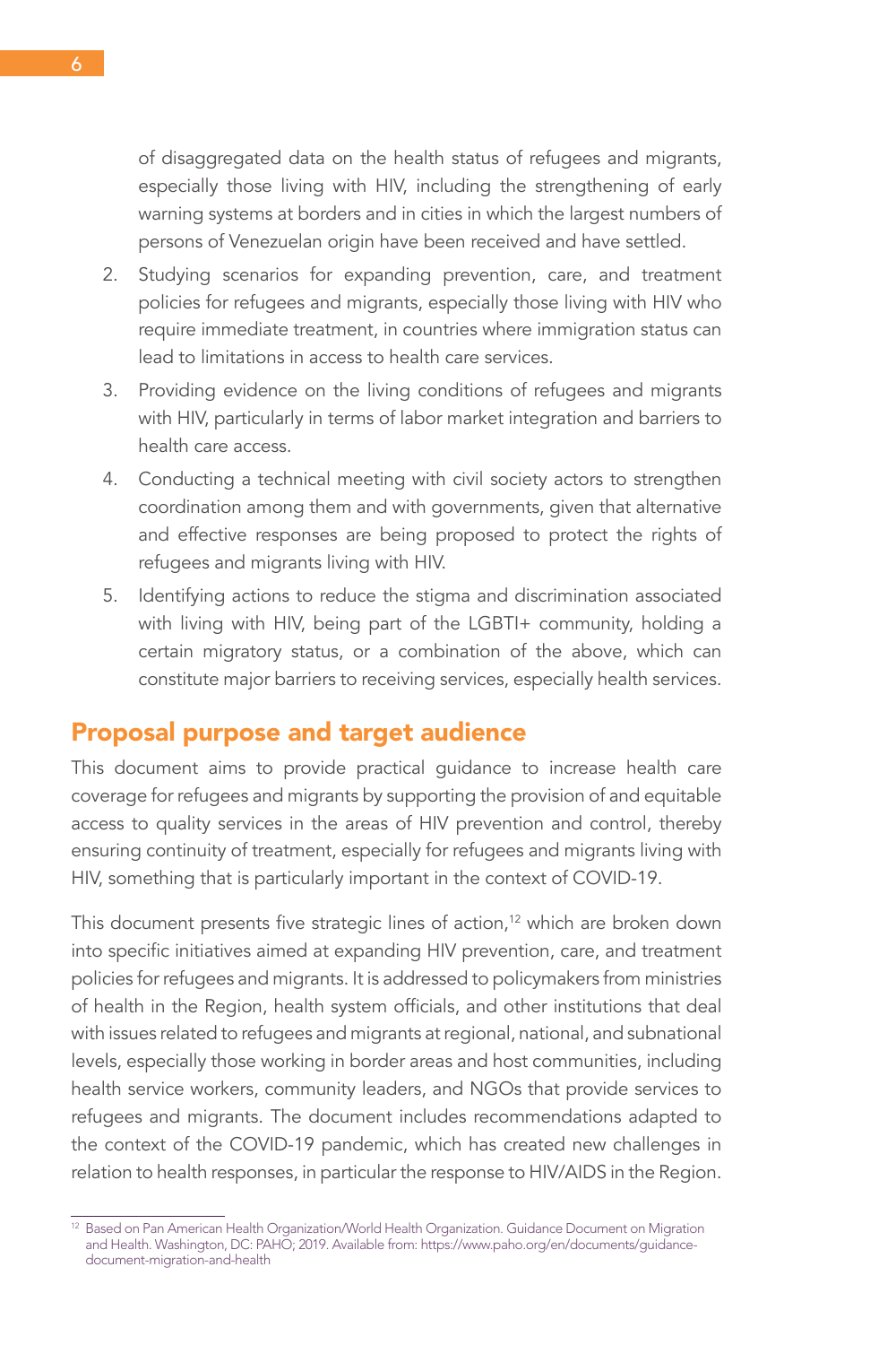of disaggregated data on the health status of refugees and migrants, especially those living with HIV, including the strengthening of early warning systems at borders and in cities in which the largest numbers of persons of Venezuelan origin have been received and have settled.

2. Studying scenarios for expanding prevention, care, and treatment policies for refugees and migrants, especially those living with HIV who require immediate treatment, in countries where immigration status can lead to limitations in access to health care services.
3. Providing evidence on the living conditions of refugees and migrants with HIV, particularly in terms of labor market integration and barriers to health care access.
4. Conducting a technical meeting with civil society actors to strengthen coordination among them and with governments, given that alternative and effective responses are being proposed to protect the rights of refugees and migrants living with HIV.
5. Identifying actions to reduce the stigma and discrimination associated with living with HIV, being part of the LGBTI+ community, holding a certain migratory status, or a combination of the above, which can constitute major barriers to receiving services, especially health services.

## Proposal purpose and target audience

This document aims to provide practical guidance to increase health care coverage for refugees and migrants by supporting the provision of and equitable access to quality services in the areas of HIV prevention and control, thereby ensuring continuity of treatment, especially for refugees and migrants living with HIV, something that is particularly important in the context of COVID-19.

This document presents five strategic lines of action,[12] which are broken down into specific initiatives aimed at expanding HIV prevention, care, and treatment policies for refugees and migrants. It is addressed to policymakers from ministries of health in the Region, health system officials, and other institutions that deal with issues related to refugees and migrants at regional, national, and subnational levels, especially those working in border areas and host communities, including health service workers, community leaders, and NGOs that provide services to refugees and migrants. The document includes recommendations adapted to the context of the COVID-19 pandemic, which has created new challenges in relation to health responses, in particular the response to HIV/AIDS in the Region.

[12] Based on Pan American Health Organization/World Health Organization. Guidance Document on Migration and Health. Washington, DC: PAHO; 2019. Available from: https://www.paho.org/en/documents/guidance-document-migration-and-health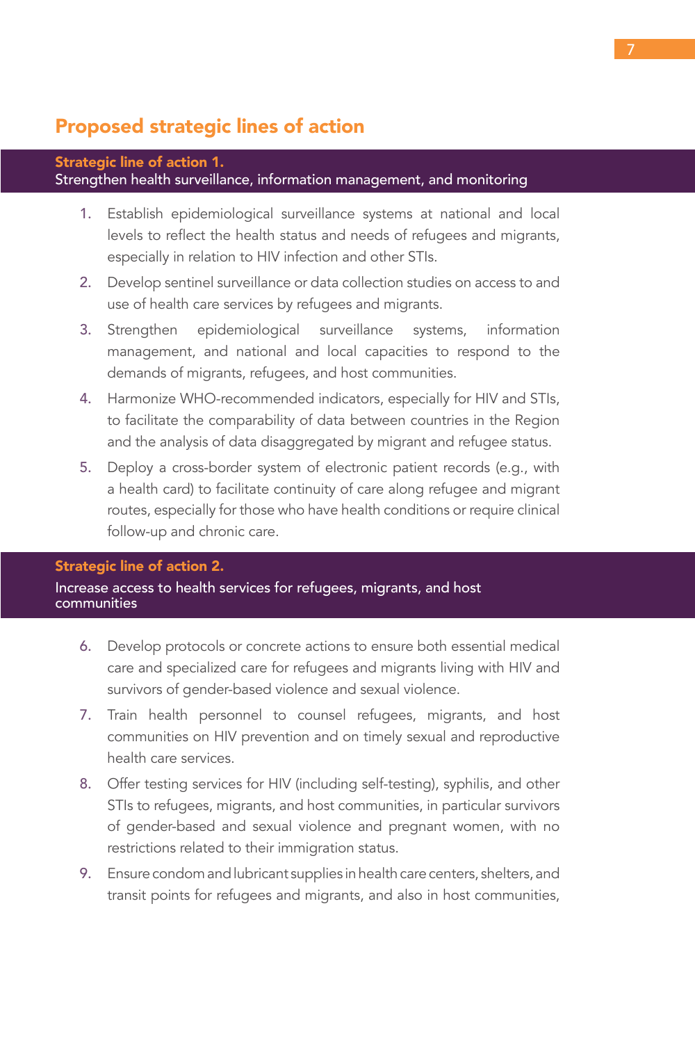## Proposed strategic lines of action

### Strategic line of action 1.
Strengthen health surveillance, information management, and monitoring

1. Establish epidemiological surveillance systems at national and local levels to reflect the health status and needs of refugees and migrants, especially in relation to HIV infection and other STIs.
2. Develop sentinel surveillance or data collection studies on access to and use of health care services by refugees and migrants.
3. Strengthen epidemiological surveillance systems, information management, and national and local capacities to respond to the demands of migrants, refugees, and host communities.
4. Harmonize WHO-recommended indicators, especially for HIV and STIs, to facilitate the comparability of data between countries in the Region and the analysis of data disaggregated by migrant and refugee status.
5. Deploy a cross-border system of electronic patient records (e.g., with a health card) to facilitate continuity of care along refugee and migrant routes, especially for those who have health conditions or require clinical follow-up and chronic care.

### Strategic line of action 2.
Increase access to health services for refugees, migrants, and host communities

6. Develop protocols or concrete actions to ensure both essential medical care and specialized care for refugees and migrants living with HIV and survivors of gender-based violence and sexual violence.
7. Train health personnel to counsel refugees, migrants, and host communities on HIV prevention and on timely sexual and reproductive health care services.
8. Offer testing services for HIV (including self-testing), syphilis, and other STIs to refugees, migrants, and host communities, in particular survivors of gender-based and sexual violence and pregnant women, with no restrictions related to their immigration status.
9. Ensure condom and lubricant supplies in health care centers, shelters, and transit points for refugees and migrants, and also in host communities,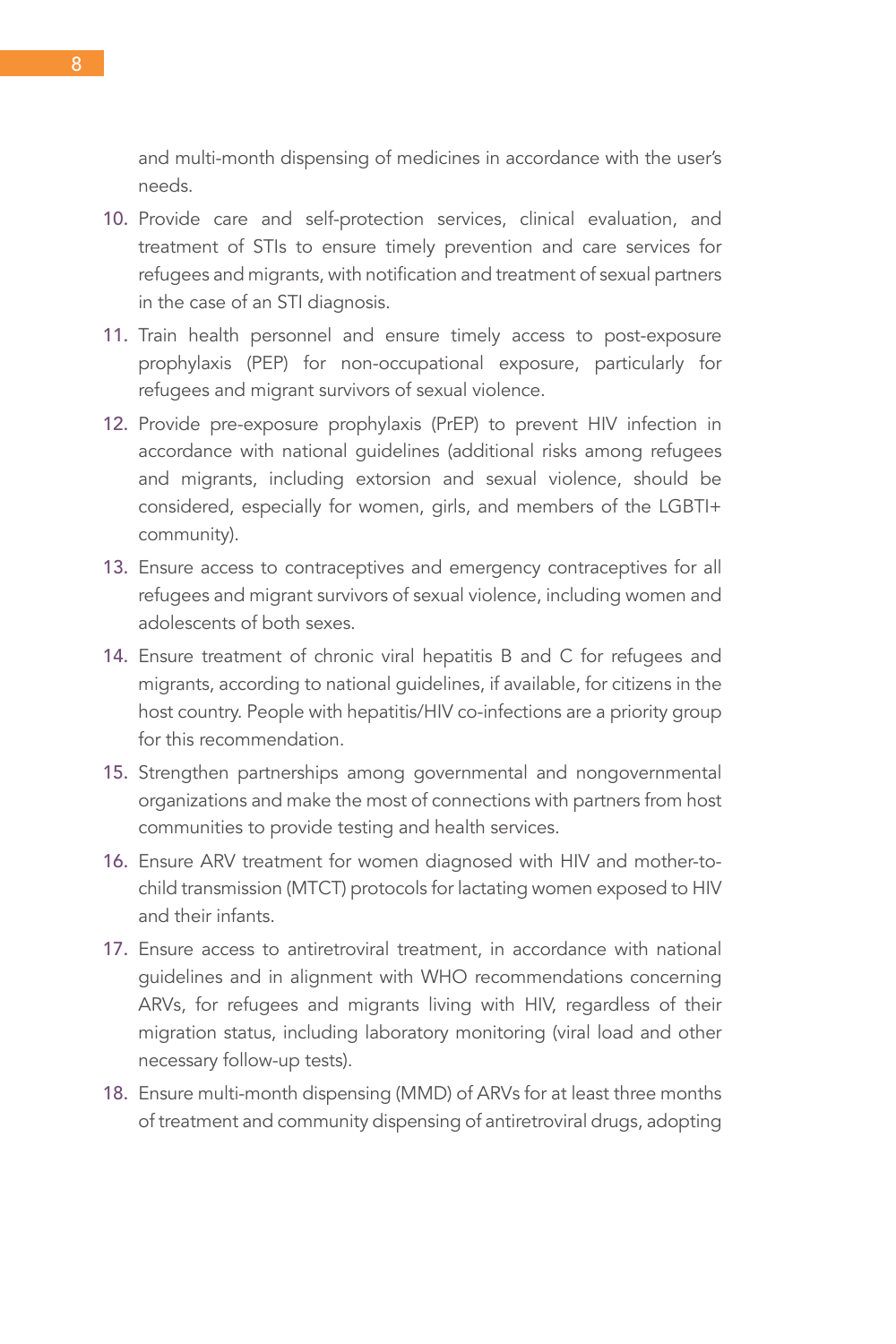and multi-month dispensing of medicines in accordance with the user's needs.

10. Provide care and self-protection services, clinical evaluation, and treatment of STIs to ensure timely prevention and care services for refugees and migrants, with notification and treatment of sexual partners in the case of an STI diagnosis.
11. Train health personnel and ensure timely access to post-exposure prophylaxis (PEP) for non-occupational exposure, particularly for refugees and migrant survivors of sexual violence.
12. Provide pre-exposure prophylaxis (PrEP) to prevent HIV infection in accordance with national guidelines (additional risks among refugees and migrants, including extorsion and sexual violence, should be considered, especially for women, girls, and members of the LGBTI+ community).
13. Ensure access to contraceptives and emergency contraceptives for all refugees and migrant survivors of sexual violence, including women and adolescents of both sexes.
14. Ensure treatment of chronic viral hepatitis B and C for refugees and migrants, according to national guidelines, if available, for citizens in the host country. People with hepatitis/HIV co-infections are a priority group for this recommendation.
15. Strengthen partnerships among governmental and nongovernmental organizations and make the most of connections with partners from host communities to provide testing and health services.
16. Ensure ARV treatment for women diagnosed with HIV and mother-to-child transmission (MTCT) protocols for lactating women exposed to HIV and their infants.
17. Ensure access to antiretroviral treatment, in accordance with national guidelines and in alignment with WHO recommendations concerning ARVs, for refugees and migrants living with HIV, regardless of their migration status, including laboratory monitoring (viral load and other necessary follow-up tests).
18. Ensure multi-month dispensing (MMD) of ARVs for at least three months of treatment and community dispensing of antiretroviral drugs, adopting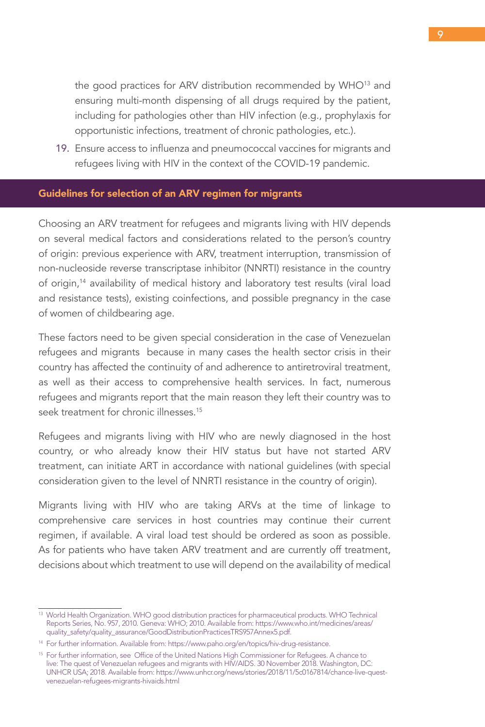the good practices for ARV distribution recommended by WHO[13] and ensuring multi-month dispensing of all drugs required by the patient, including for pathologies other than HIV infection (e.g., prophylaxis for opportunistic infections, treatment of chronic pathologies, etc.).

19. Ensure access to influenza and pneumococcal vaccines for migrants and refugees living with HIV in the context of the COVID-19 pandemic.

## Guidelines for selection of an ARV regimen for migrants

Choosing an ARV treatment for refugees and migrants living with HIV depends on several medical factors and considerations related to the person's country of origin: previous experience with ARV, treatment interruption, transmission of non-nucleoside reverse transcriptase inhibitor (NNRTI) resistance in the country of origin,[14] availability of medical history and laboratory test results (viral load and resistance tests), existing coinfections, and possible pregnancy in the case of women of childbearing age.

These factors need to be given special consideration in the case of Venezuelan refugees and migrants because in many cases the health sector crisis in their country has affected the continuity of and adherence to antiretroviral treatment, as well as their access to comprehensive health services. In fact, numerous refugees and migrants report that the main reason they left their country was to seek treatment for chronic illnesses.[15]

Refugees and migrants living with HIV who are newly diagnosed in the host country, or who already know their HIV status but have not started ARV treatment, can initiate ART in accordance with national guidelines (with special consideration given to the level of NNRTI resistance in the country of origin).

Migrants living with HIV who are taking ARVs at the time of linkage to comprehensive care services in host countries may continue their current regimen, if available. A viral load test should be ordered as soon as possible. As for patients who have taken ARV treatment and are currently off treatment, decisions about which treatment to use will depend on the availability of medical

---

[13] World Health Organization. WHO good distribution practices for pharmaceutical products. WHO Technical Reports Series, No. 957, 2010. Geneva: WHO; 2010. Available from: https://www.who.int/medicines/areas/quality_safety/quality_assurance/GoodDistributionPracticesTRS957Annex5.pdf.

[14] For further information. Available from: https://www.paho.org/en/topics/hiv-drug-resistance.

[15] For further information, see Office of the United Nations High Commissioner for Refugees. A chance to live: The quest of Venezuelan refugees and migrants with HIV/AIDS. 30 November 2018. Washington, DC: UNHCR USA; 2018. Available from: https://www.unhcr.org/news/stories/2018/11/5c0167814/chance-live-quest-venezuelan-refugees-migrants-hivaids.html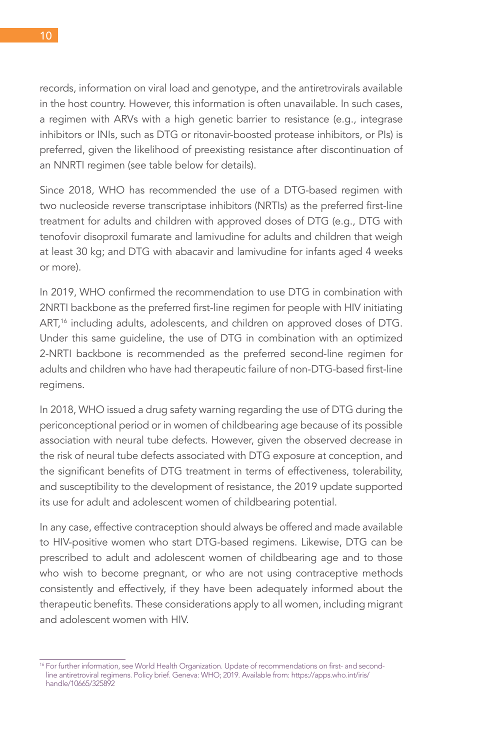records, information on viral load and genotype, and the antiretrovirals available in the host country. However, this information is often unavailable. In such cases, a regimen with ARVs with a high genetic barrier to resistance (e.g., integrase inhibitors or INIs, such as DTG or ritonavir-boosted protease inhibitors, or PIs) is preferred, given the likelihood of preexisting resistance after discontinuation of an NNRTI regimen (see table below for details).

Since 2018, WHO has recommended the use of a DTG-based regimen with two nucleoside reverse transcriptase inhibitors (NRTIs) as the preferred first-line treatment for adults and children with approved doses of DTG (e.g., DTG with tenofovir disoproxil fumarate and lamivudine for adults and children that weigh at least 30 kg; and DTG with abacavir and lamivudine for infants aged 4 weeks or more).

In 2019, WHO confirmed the recommendation to use DTG in combination with 2NRTI backbone as the preferred first-line regimen for people with HIV initiating ART,[16] including adults, adolescents, and children on approved doses of DTG. Under this same guideline, the use of DTG in combination with an optimized 2-NRTI backbone is recommended as the preferred second-line regimen for adults and children who have had therapeutic failure of non-DTG-based first-line regimens.

In 2018, WHO issued a drug safety warning regarding the use of DTG during the periconceptional period or in women of childbearing age because of its possible association with neural tube defects. However, given the observed decrease in the risk of neural tube defects associated with DTG exposure at conception, and the significant benefits of DTG treatment in terms of effectiveness, tolerability, and susceptibility to the development of resistance, the 2019 update supported its use for adult and adolescent women of childbearing potential.

In any case, effective contraception should always be offered and made available to HIV-positive women who start DTG-based regimens. Likewise, DTG can be prescribed to adult and adolescent women of childbearing age and to those who wish to become pregnant, or who are not using contraceptive methods consistently and effectively, if they have been adequately informed about the therapeutic benefits. These considerations apply to all women, including migrant and adolescent women with HIV.

---

[16] For further information, see World Health Organization. Update of recommendations on first- and second-line antiretroviral regimens. Policy brief. Geneva: WHO; 2019. Available from: https://apps.who.int/iris/handle/10665/325892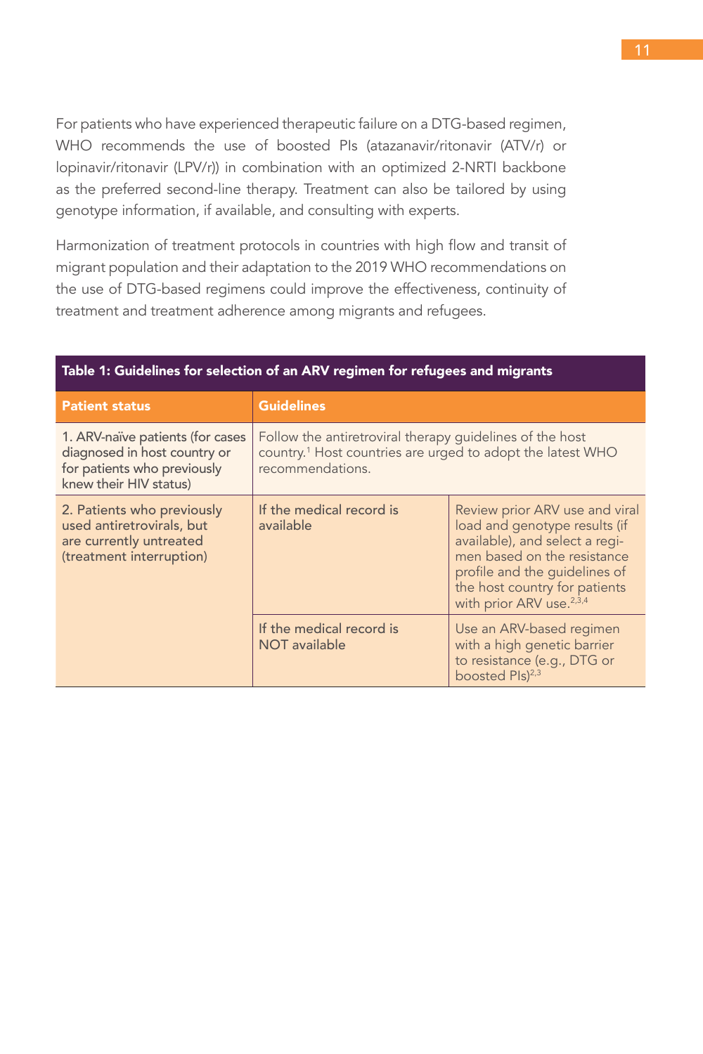For patients who have experienced therapeutic failure on a DTG-based regimen, WHO recommends the use of boosted PIs (atazanavir/ritonavir (ATV/r) or lopinavir/ritonavir (LPV/r)) in combination with an optimized 2-NRTI backbone as the preferred second-line therapy. Treatment can also be tailored by using genotype information, if available, and consulting with experts.

Harmonization of treatment protocols in countries with high flow and transit of migrant population and their adaptation to the 2019 WHO recommendations on the use of DTG-based regimens could improve the effectiveness, continuity of treatment and treatment adherence among migrants and refugees.

**Table 1: Guidelines for selection of an ARV regimen for refugees and migrants**

| Patient status | Guidelines | |
|---|---|---|
| 1. ARV-naïve patients (for cases diagnosed in host country or for patients who previously knew their HIV status) | Follow the antiretroviral therapy guidelines of the host country.[1] Host countries are urged to adopt the latest WHO recommendations. | |
| 2. Patients who previously used antiretrovirals, but are currently untreated (treatment interruption) | If the medical record is available | Review prior ARV use and viral load and genotype results (if available), and select a regimen based on the resistance profile and the guidelines of the host country for patients with prior ARV use.[2,3,4] |
| | If the medical record is NOT available | Use an ARV-based regimen with a high genetic barrier to resistance (e.g., DTG or boosted PIs)[2,3] |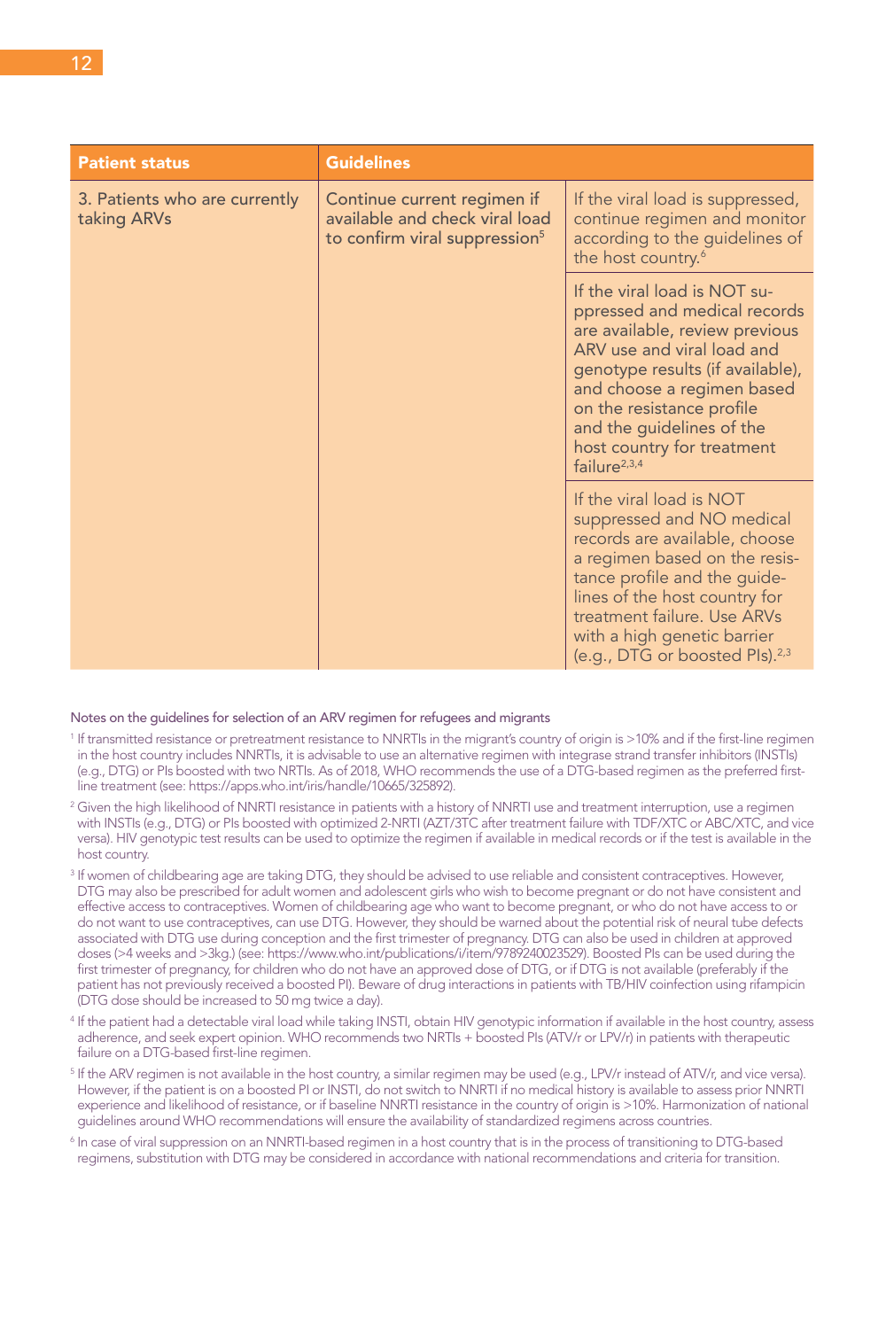| Patient status | Guidelines | |
|---|---|---|
| 3. Patients who are currently taking ARVs | Continue current regimen if available and check viral load to confirm viral suppression[5] | If the viral load is suppressed, continue regimen and monitor according to the guidelines of the host country.[6] |
| | | If the viral load is NOT suppressed and medical records are available, review previous ARV use and viral load and genotype results (if available), and choose a regimen based on the resistance profile and the guidelines of the host country for treatment failure[2,3,4] |
| | | If the viral load is NOT suppressed and NO medical records are available, choose a regimen based on the resistance profile and the guidelines of the host country for treatment failure. Use ARVs with a high genetic barrier (e.g., DTG or boosted PIs).[2,3] |

Notes on the guidelines for selection of an ARV regimen for refugees and migrants

[1] If transmitted resistance or pretreatment resistance to NNRTIs in the migrant's country of origin is >10% and if the first-line regimen in the host country includes NNRTIs, it is advisable to use an alternative regimen with integrase strand transfer inhibitors (INSTIs) (e.g., DTG) or PIs boosted with two NRTIs. As of 2018, WHO recommends the use of a DTG-based regimen as the preferred first-line treatment (see: https://apps.who.int/iris/handle/10665/325892).

[2] Given the high likelihood of NNRTI resistance in patients with a history of NNRTI use and treatment interruption, use a regimen with INSTIs (e.g., DTG) or PIs boosted with optimized 2-NRTI (AZT/3TC after treatment failure with TDF/XTC or ABC/XTC, and vice versa). HIV genotypic test results can be used to optimize the regimen if available in medical records or if the test is available in the host country.

[3] If women of childbearing age are taking DTG, they should be advised to use reliable and consistent contraceptives. However, DTG may also be prescribed for adult women and adolescent girls who wish to become pregnant or do not have consistent and effective access to contraceptives. Women of childbearing age who want to become pregnant, or who do not have access to or do not want to use contraceptives, can use DTG. However, they should be warned about the potential risk of neural tube defects associated with DTG use during conception and the first trimester of pregnancy. DTG can also be used in children at approved doses (>4 weeks and >3kg.) (see: https://www.who.int/publications/i/item/9789240023529). Boosted PIs can be used during the first trimester of pregnancy, for children who do not have an approved dose of DTG, or if DTG is not available (preferably if the patient has not previously received a boosted PI). Beware of drug interactions in patients with TB/HIV coinfection using rifampicin (DTG dose should be increased to 50 mg twice a day).

[4] If the patient had a detectable viral load while taking INSTI, obtain HIV genotypic information if available in the host country, assess adherence, and seek expert opinion. WHO recommends two NRTIs + boosted PIs (ATV/r or LPV/r) in patients with therapeutic failure on a DTG-based first-line regimen.

[5] If the ARV regimen is not available in the host country, a similar regimen may be used (e.g., LPV/r instead of ATV/r, and vice versa). However, if the patient is on a boosted PI or INSTI, do not switch to NNRTI if no medical history is available to assess prior NNRTI experience and likelihood of resistance, or if baseline NNRTI resistance in the country of origin is >10%. Harmonization of national guidelines around WHO recommendations will ensure the availability of standardized regimens across countries.

[6] In case of viral suppression on an NNRTI-based regimen in a host country that is in the process of transitioning to DTG-based regimens, substitution with DTG may be considered in accordance with national recommendations and criteria for transition.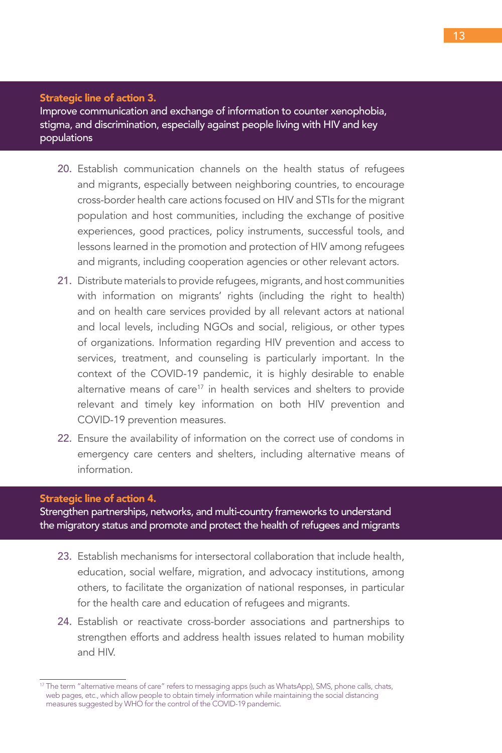## Strategic line of action 3.

**Improve communication and exchange of information to counter xenophobia, stigma, and discrimination, especially against people living with HIV and key populations**

20. Establish communication channels on the health status of refugees and migrants, especially between neighboring countries, to encourage cross-border health care actions focused on HIV and STIs for the migrant population and host communities, including the exchange of positive experiences, good practices, policy instruments, successful tools, and lessons learned in the promotion and protection of HIV among refugees and migrants, including cooperation agencies or other relevant actors.
21. Distribute materials to provide refugees, migrants, and host communities with information on migrants' rights (including the right to health) and on health care services provided by all relevant actors at national and local levels, including NGOs and social, religious, or other types of organizations. Information regarding HIV prevention and access to services, treatment, and counseling is particularly important. In the context of the COVID-19 pandemic, it is highly desirable to enable alternative means of care[17] in health services and shelters to provide relevant and timely key information on both HIV prevention and COVID-19 prevention measures.
22. Ensure the availability of information on the correct use of condoms in emergency care centers and shelters, including alternative means of information.

## Strategic line of action 4.

**Strengthen partnerships, networks, and multi-country frameworks to understand the migratory status and promote and protect the health of refugees and migrants**

23. Establish mechanisms for intersectoral collaboration that include health, education, social welfare, migration, and advocacy institutions, among others, to facilitate the organization of national responses, in particular for the health care and education of refugees and migrants.
24. Establish or reactivate cross-border associations and partnerships to strengthen efforts and address health issues related to human mobility and HIV.

---

[17] The term "alternative means of care" refers to messaging apps (such as WhatsApp), SMS, phone calls, chats, web pages, etc., which allow people to obtain timely information while maintaining the social distancing measures suggested by WHO for the control of the COVID-19 pandemic.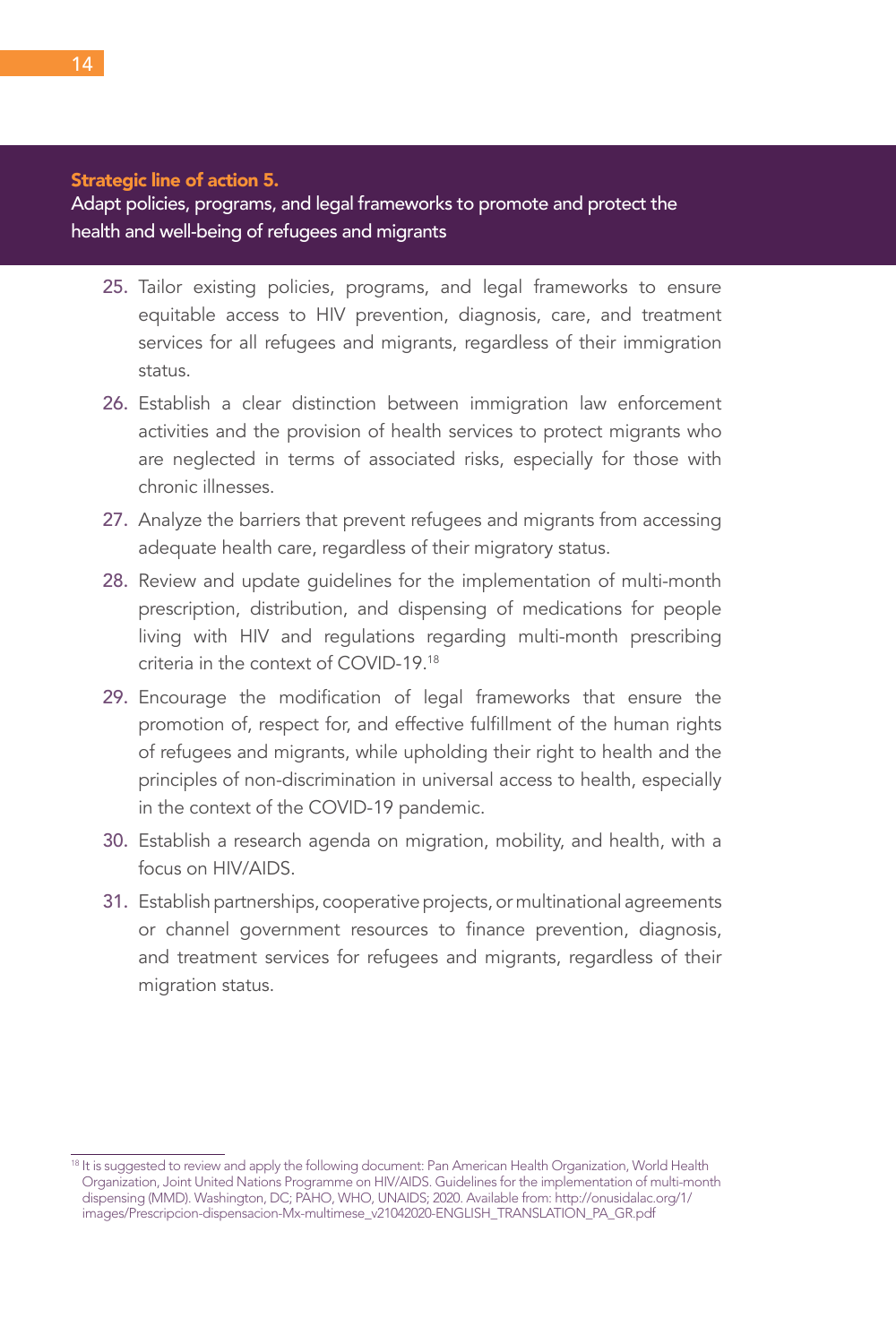## Strategic line of action 5.

Adapt policies, programs, and legal frameworks to promote and protect the health and well-being of refugees and migrants

25. Tailor existing policies, programs, and legal frameworks to ensure equitable access to HIV prevention, diagnosis, care, and treatment services for all refugees and migrants, regardless of their immigration status.
26. Establish a clear distinction between immigration law enforcement activities and the provision of health services to protect migrants who are neglected in terms of associated risks, especially for those with chronic illnesses.
27. Analyze the barriers that prevent refugees and migrants from accessing adequate health care, regardless of their migratory status.
28. Review and update guidelines for the implementation of multi-month prescription, distribution, and dispensing of medications for people living with HIV and regulations regarding multi-month prescribing criteria in the context of COVID-19.[18]
29. Encourage the modification of legal frameworks that ensure the promotion of, respect for, and effective fulfillment of the human rights of refugees and migrants, while upholding their right to health and the principles of non-discrimination in universal access to health, especially in the context of the COVID-19 pandemic.
30. Establish a research agenda on migration, mobility, and health, with a focus on HIV/AIDS.
31. Establish partnerships, cooperative projects, or multinational agreements or channel government resources to finance prevention, diagnosis, and treatment services for refugees and migrants, regardless of their migration status.

---

[18] It is suggested to review and apply the following document: Pan American Health Organization, World Health Organization, Joint United Nations Programme on HIV/AIDS. Guidelines for the implementation of multi-month dispensing (MMD). Washington, DC; PAHO, WHO, UNAIDS; 2020. Available from: http://onusidalac.org/1/images/Prescripcion-dispensacion-Mx-multimese_v21042020-ENGLISH_TRANSLATION_PA_GR.pdf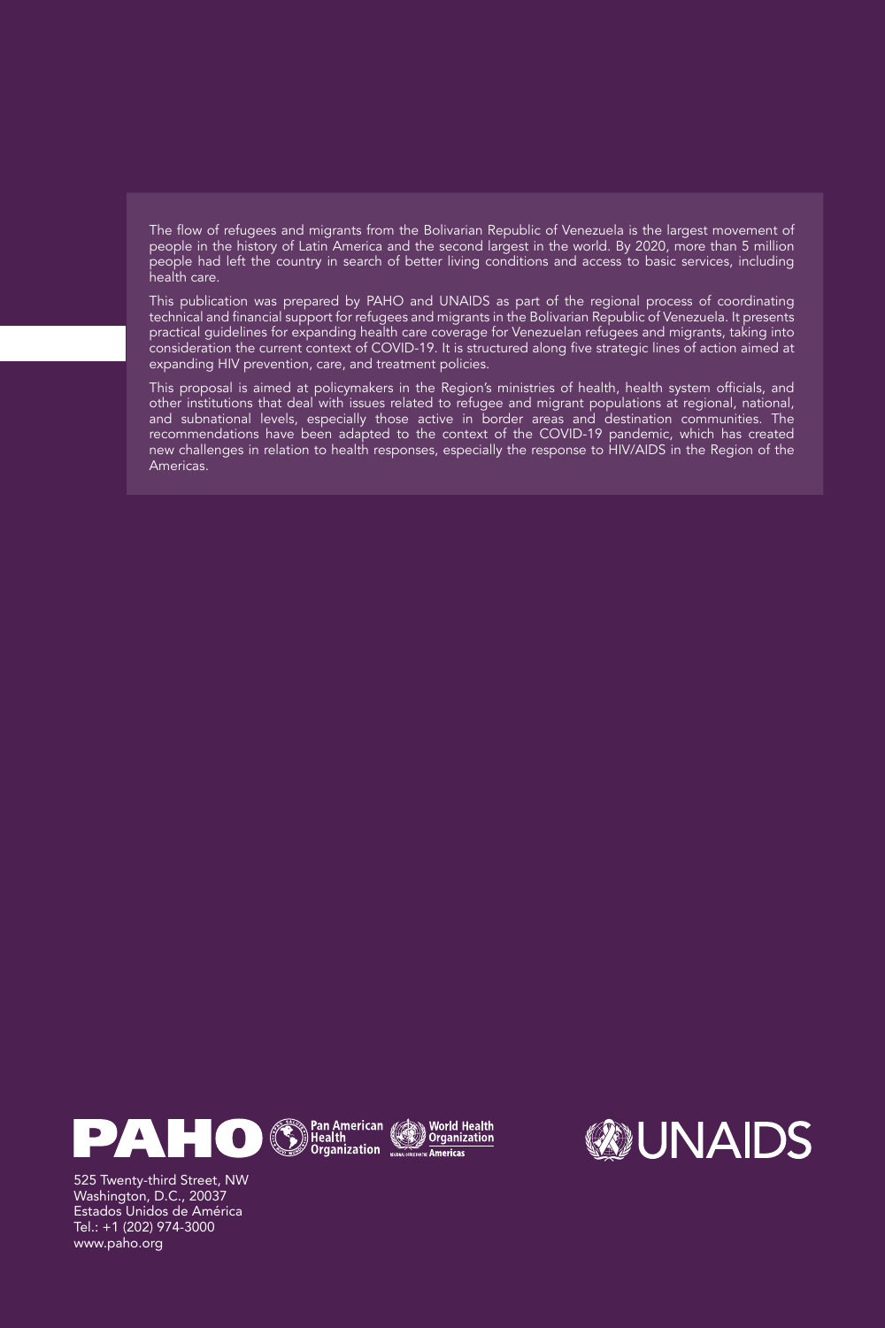The flow of refugees and migrants from the Bolivarian Republic of Venezuela is the largest movement of people in the history of Latin America and the second largest in the world. By 2020, more than 5 million people had left the country in search of better living conditions and access to basic services, including health care.

This publication was prepared by PAHO and UNAIDS as part of the regional process of coordinating technical and financial support for refugees and migrants in the Bolivarian Republic of Venezuela. It presents practical guidelines for expanding health care coverage for Venezuelan refugees and migrants, taking into consideration the current context of COVID-19. It is structured along five strategic lines of action aimed at expanding HIV prevention, care, and treatment policies.

This proposal is aimed at policymakers in the Region's ministries of health, health system officials, and other institutions that deal with issues related to refugee and migrant populations at regional, national, and subnational levels, especially those active in border areas and destination communities. The recommendations have been adapted to the context of the COVID-19 pandemic, which has created new challenges in relation to health responses, especially the response to HIV/AIDS in the Region of the Americas.

PAHO Pan American Health Organization World Health Organization Americas

UNAIDS

525 Twenty-third Street, NW
Washington, D.C., 20037
Estados Unidos de América
Tel.: +1 (202) 974-3000
www.paho.org